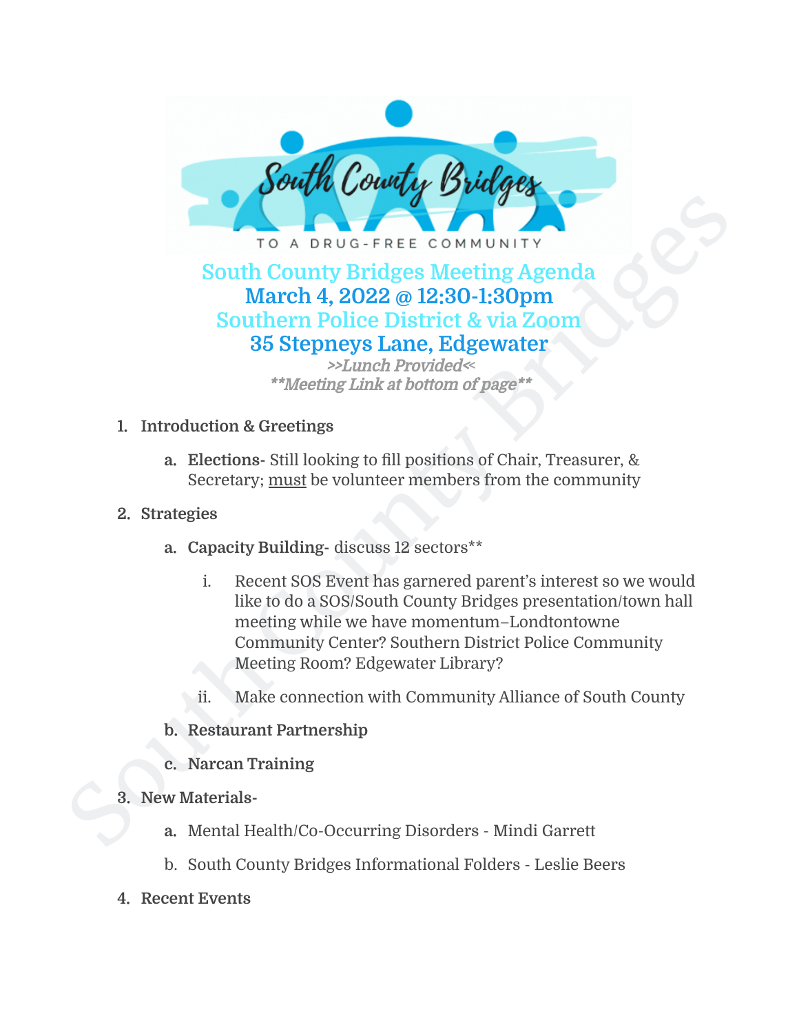# South County Bridges Meeting Agenda

## March 4, 2022 @ 12:30-1:30pm

## Southern Police District & via Zoom

## 35 Stepneys Lane, Edgewater

*>>Lunch Provided<<*

*\*\*Meeting Link at bottom of page\*\**

1. **Introduction & Greetings**
   a. **Elections-** Still looking to fill positions of Chair, Treasurer, & Secretary; <u>must</u> be volunteer members from the community
2. **Strategies**
   a. **Capacity Building-** discuss 12 sectors**
      i. Recent SOS Event has garnered parent's interest so we would like to do a SOS/South County Bridges presentation/town hall meeting while we have momentum–Londtontowne Community Center? Southern District Police Community Meeting Room? Edgewater Library?
      ii. Make connection with Community Alliance of South County
   b. **Restaurant Partnership**
   c. **Narcan Training**
3. **New Materials-**
   a. Mental Health/Co-Occurring Disorders - Mindi Garrett
   b. South County Bridges Informational Folders - Leslie Beers
4. **Recent Events**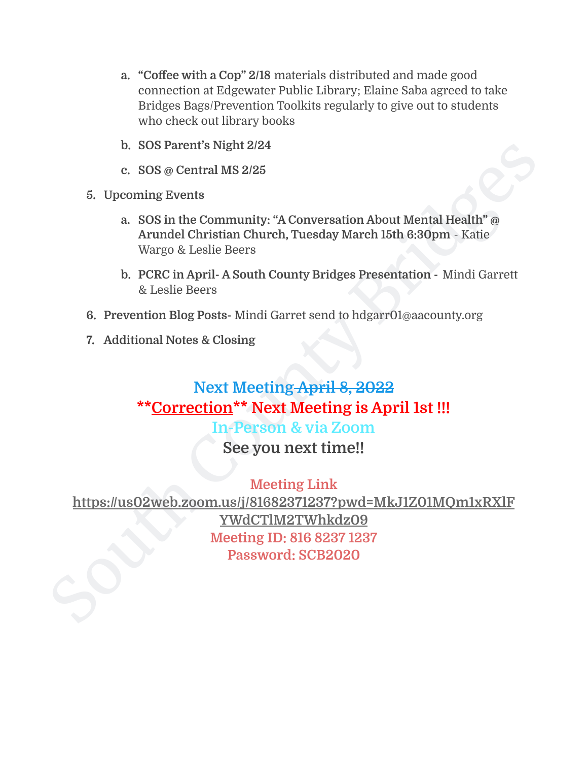a. **"Coffee with a Cop" 2/18** materials distributed and made good connection at Edgewater Public Library; Elaine Saba agreed to take Bridges Bags/Prevention Toolkits regularly to give out to students who check out library books

b. **SOS Parent's Night 2/24**

c. **SOS @ Central MS 2/25**

5. **Upcoming Events**

   a. **SOS in the Community: "A Conversation About Mental Health" @ Arundel Christian Church, Tuesday March 15th 6:30pm** - Katie Wargo & Leslie Beers

   b. **PCRC in April- A South County Bridges Presentation -** Mindi Garrett & Leslie Beers

6. **Prevention Blog Posts-** Mindi Garret send to hdgarr01@aacounty.org

7. **Additional Notes & Closing**

**Next Meeting ~~April 8, 2022~~**

****Correction** Next Meeting is April 1st !!!**

**In-Person & via Zoom**

**See you next time!!**

Meeting Link

https://us02web.zoom.us/j/81682371237?pwd=MkJ1Z01MQm1xRXlFYWdCTlM2TWhkdz09

Meeting ID: 816 8237 1237

Password: SCB2020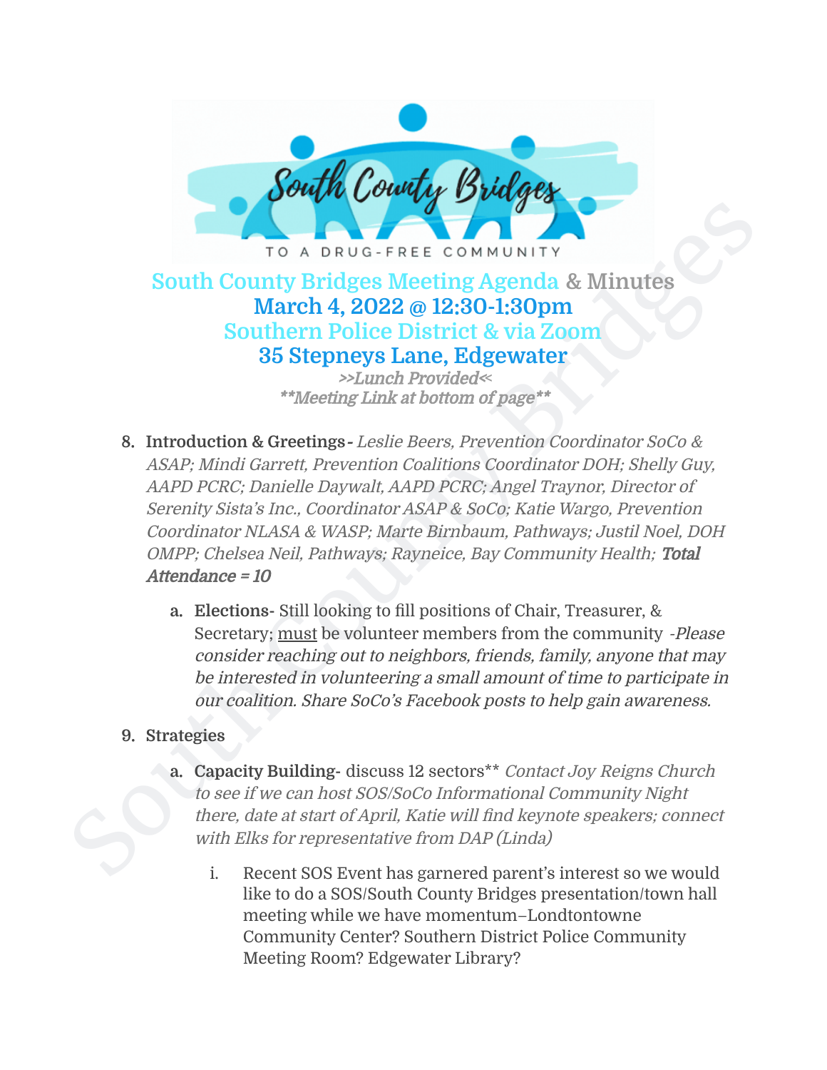# South County Bridges Meeting Agenda & Minutes

## March 4, 2022 @ 12:30-1:30pm

## Southern Police District & via Zoom

## 35 Stepneys Lane, Edgewater

*>>Lunch Provided<<*

*\*\*Meeting Link at bottom of page\*\**

8. **Introduction & Greetings -** *Leslie Beers, Prevention Coordinator SoCo & ASAP; Mindi Garrett, Prevention Coalitions Coordinator DOH; Shelly Guy, AAPD PCRC; Danielle Daywalt, AAPD PCRC; Angel Traynor, Director of Serenity Sista's Inc., Coordinator ASAP & SoCo; Katie Wargo, Prevention Coordinator NLASA & WASP; Marte Birnbaum, Pathways; Justil Noel, DOH OMPP; Chelsea Neil, Pathways; Rayneice, Bay Community Health;* ***Total Attendance = 10***

    a. **Elections-** Still looking to fill positions of Chair, Treasurer, & Secretary; <u>must</u> be volunteer members from the community *-Please consider reaching out to neighbors, friends, family, anyone that may be interested in volunteering a small amount of time to participate in our coalition. Share SoCo's Facebook posts to help gain awareness.*

9. **Strategies**

    a. **Capacity Building-** discuss 12 sectors\*\* *Contact Joy Reigns Church to see if we can host SOS/SoCo Informational Community Night there, date at start of April, Katie will find keynote speakers; connect with Elks for representative from DAP (Linda)*

        i. Recent SOS Event has garnered parent's interest so we would like to do a SOS/South County Bridges presentation/town hall meeting while we have momentum–Londtontowne Community Center? Southern District Police Community Meeting Room? Edgewater Library?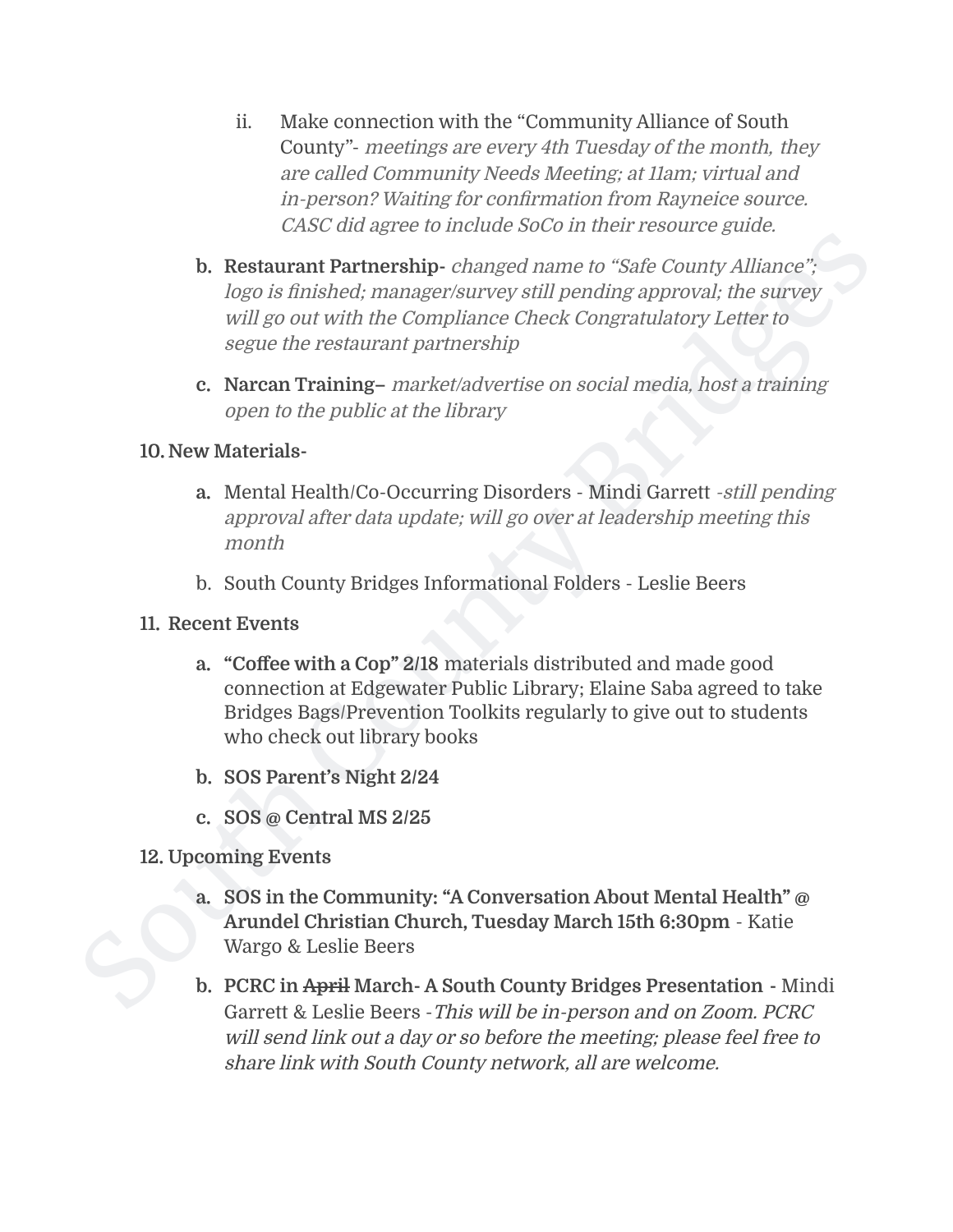ii. Make connection with the "Community Alliance of South County"- *meetings are every 4th Tuesday of the month, they are called Community Needs Meeting; at 11am; virtual and in-person? Waiting for confirmation from Rayneice source. CASC did agree to include SoCo in their resource guide.*

b. **Restaurant Partnership-** *changed name to "Safe County Alliance"; logo is finished; manager/survey still pending approval; the survey will go out with the Compliance Check Congratulatory Letter to segue the restaurant partnership*

c. **Narcan Training–** *market/advertise on social media, host a training open to the public at the library*

10. **New Materials-**

    a. Mental Health/Co-Occurring Disorders - Mindi Garrett *-still pending approval after data update; will go over at leadership meeting this month*

    b. South County Bridges Informational Folders - Leslie Beers

11. **Recent Events**

    a. **"Coffee with a Cop" 2/18** materials distributed and made good connection at Edgewater Public Library; Elaine Saba agreed to take Bridges Bags/Prevention Toolkits regularly to give out to students who check out library books

    b. **SOS Parent's Night 2/24**

    c. **SOS @ Central MS 2/25**

12. **Upcoming Events**

    a. **SOS in the Community: "A Conversation About Mental Health" @ Arundel Christian Church, Tuesday March 15th 6:30pm** - Katie Wargo & Leslie Beers

    b. **PCRC in ~~April~~ March- A South County Bridges Presentation** - Mindi Garrett & Leslie Beers *-This will be in-person and on Zoom. PCRC will send link out a day or so before the meeting; please feel free to share link with South County network, all are welcome.*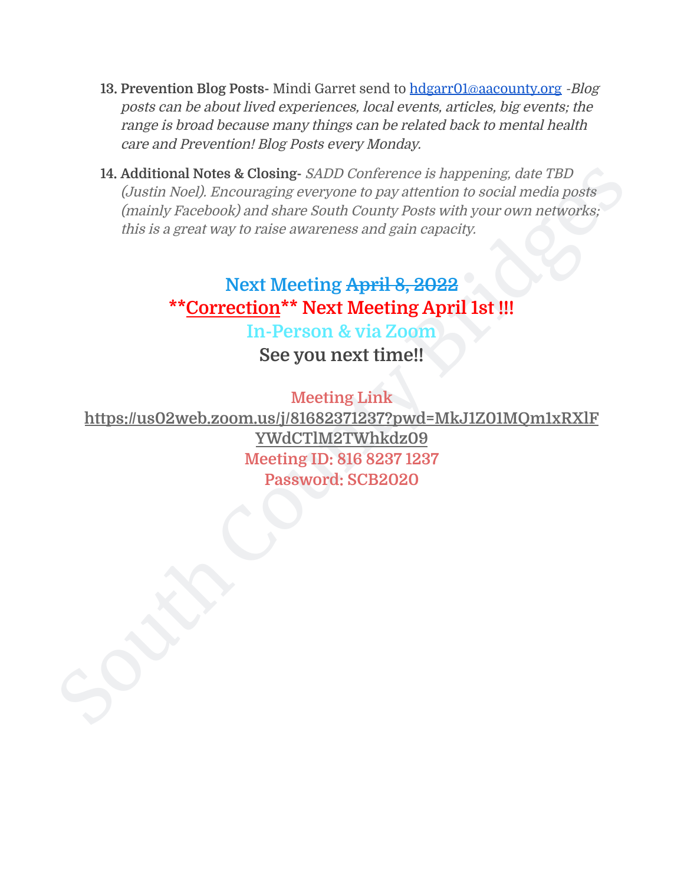13. **Prevention Blog Posts-** Mindi Garret send to hdgarr01@aacounty.org *-Blog posts can be about lived experiences, local events, articles, big events; the range is broad because many things can be related back to mental health care and Prevention! Blog Posts every Monday.*

14. **Additional Notes & Closing-** *SADD Conference is happening, date TBD (Justin Noel). Encouraging everyone to pay attention to social media posts (mainly Facebook) and share South County Posts with your own networks; this is a great way to raise awareness and gain capacity.*

**Next Meeting ~~April 8, 2022~~**

****Correction** Next Meeting April 1st !!!**

**In-Person & via Zoom**

**See you next time!!**

Meeting Link

https://us02web.zoom.us/j/81682371237?pwd=MkJ1Z01MQm1xRXlFYWdCTlM2TWhkdz09

Meeting ID: 816 8237 1237

Password: SCB2020